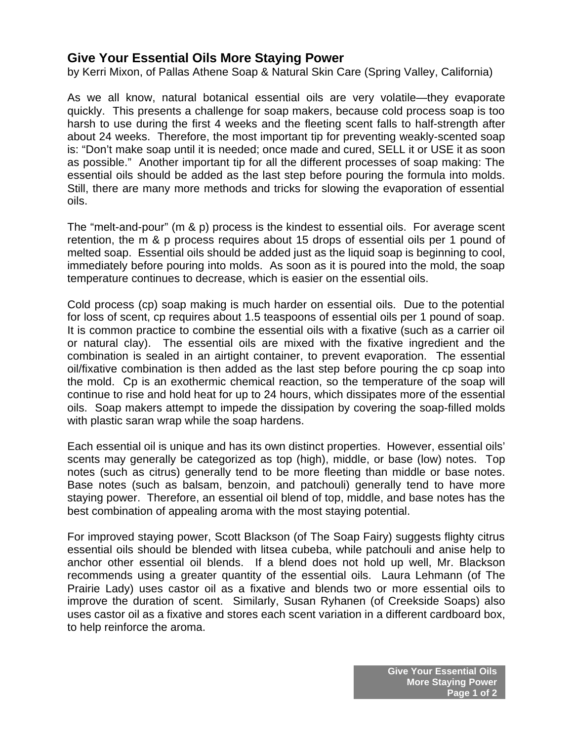## Give Your Essential Oils More Staying Power

by Kerri Mixon, of Pallas Athene Soap & Natural Skin Care (Spring Valley, California)

As we all know, natural botanical essential oils are very volatile—they evaporate quickly. This presents a challenge for soap makers, because cold process soap is too harsh to use during the first 4 weeks and the fleeting scent falls to half-strength after about 24 weeks. Therefore, the most important tip for preventing weakly-scented soap is: "Don't make soap until it is needed; once made and cured, SELL it or USE it as soon as possible." Another important tip for all the different processes of soap making: The essential oils should be added as the last step before pouring the formula into molds. Still, there are many more methods and tricks for slowing the evaporation of essential oils.

The "melt-and-pour" (m & p) process is the kindest to essential oils. For average scent retention, the m & p process requires about 15 drops of essential oils per 1 pound of melted soap. Essential oils should be added just as the liquid soap is beginning to cool, immediately before pouring into molds. As soon as it is poured into the mold, the soap temperature continues to decrease, which is easier on the essential oils.

Cold process (cp) soap making is much harder on essential oils. Due to the potential for loss of scent, cp requires about 1.5 teaspoons of essential oils per 1 pound of soap. It is common practice to combine the essential oils with a fixative (such as a carrier oil or natural clay). The essential oils are mixed with the fixative ingredient and the combination is sealed in an airtight container, to prevent evaporation. The essential oil/fixative combination is then added as the last step before pouring the cp soap into the mold. Cp is an exothermic chemical reaction, so the temperature of the soap will continue to rise and hold heat for up to 24 hours, which dissipates more of the essential oils. Soap makers attempt to impede the dissipation by covering the soap-filled molds with plastic saran wrap while the soap hardens.

Each essential oil is unique and has its own distinct properties. However, essential oils' scents may generally be categorized as top (high), middle, or base (low) notes. Top notes (such as citrus) generally tend to be more fleeting than middle or base notes. Base notes (such as balsam, benzoin, and patchouli) generally tend to have more staying power. Therefore, an essential oil blend of top, middle, and base notes has the best combination of appealing aroma with the most staying potential.

For improved staying power, Scott Blackson (of The Soap Fairy) suggests flighty citrus essential oils should be blended with litsea cubeba, while patchouli and anise help to anchor other essential oil blends. If a blend does not hold up well, Mr. Blackson recommends using a greater quantity of the essential oils. Laura Lehmann (of The Prairie Lady) uses castor oil as a fixative and blends two or more essential oils to improve the duration of scent. Similarly, Susan Ryhanen (of Creekside Soaps) also uses castor oil as a fixative and stores each scent variation in a different cardboard box, to help reinforce the aroma.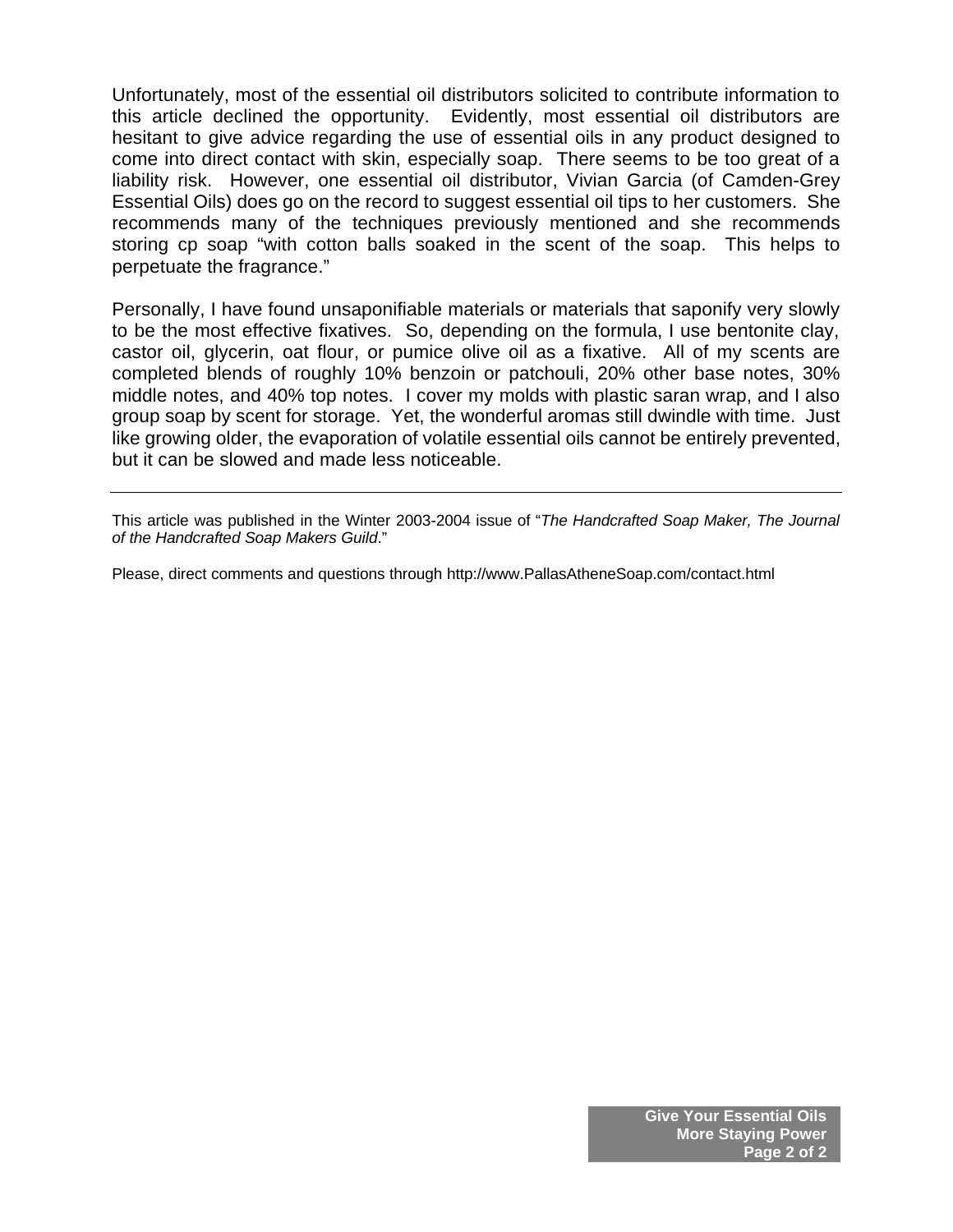Unfortunately, most of the essential oil distributors solicited to contribute information to this article declined the opportunity. Evidently, most essential oil distributors are hesitant to give advice regarding the use of essential oils in any product designed to come into direct contact with skin, especially soap. There seems to be too great of a liability risk. However, one essential oil distributor, Vivian Garcia (of Camden-Grey Essential Oils) does go on the record to suggest essential oil tips to her customers. She recommends many of the techniques previously mentioned and she recommends storing cp soap "with cotton balls soaked in the scent of the soap. This helps to perpetuate the fragrance."

Personally, I have found unsaponifiable materials or materials that saponify very slowly to be the most effective fixatives. So, depending on the formula, I use bentonite clay, castor oil, glycerin, oat flour, or pumice olive oil as a fixative. All of my scents are completed blends of roughly 10% benzoin or patchouli, 20% other base notes, 30% middle notes, and 40% top notes. I cover my molds with plastic saran wrap, and I also group soap by scent for storage. Yet, the wonderful aromas still dwindle with time. Just like growing older, the evaporation of volatile essential oils cannot be entirely prevented, but it can be slowed and made less noticeable.

---

This article was published in the Winter 2003-2004 issue of "*The Handcrafted Soap Maker, The Journal of the Handcrafted Soap Makers Guild*."

Please, direct comments and questions through http://www.PallasAtheneSoap.com/contact.html